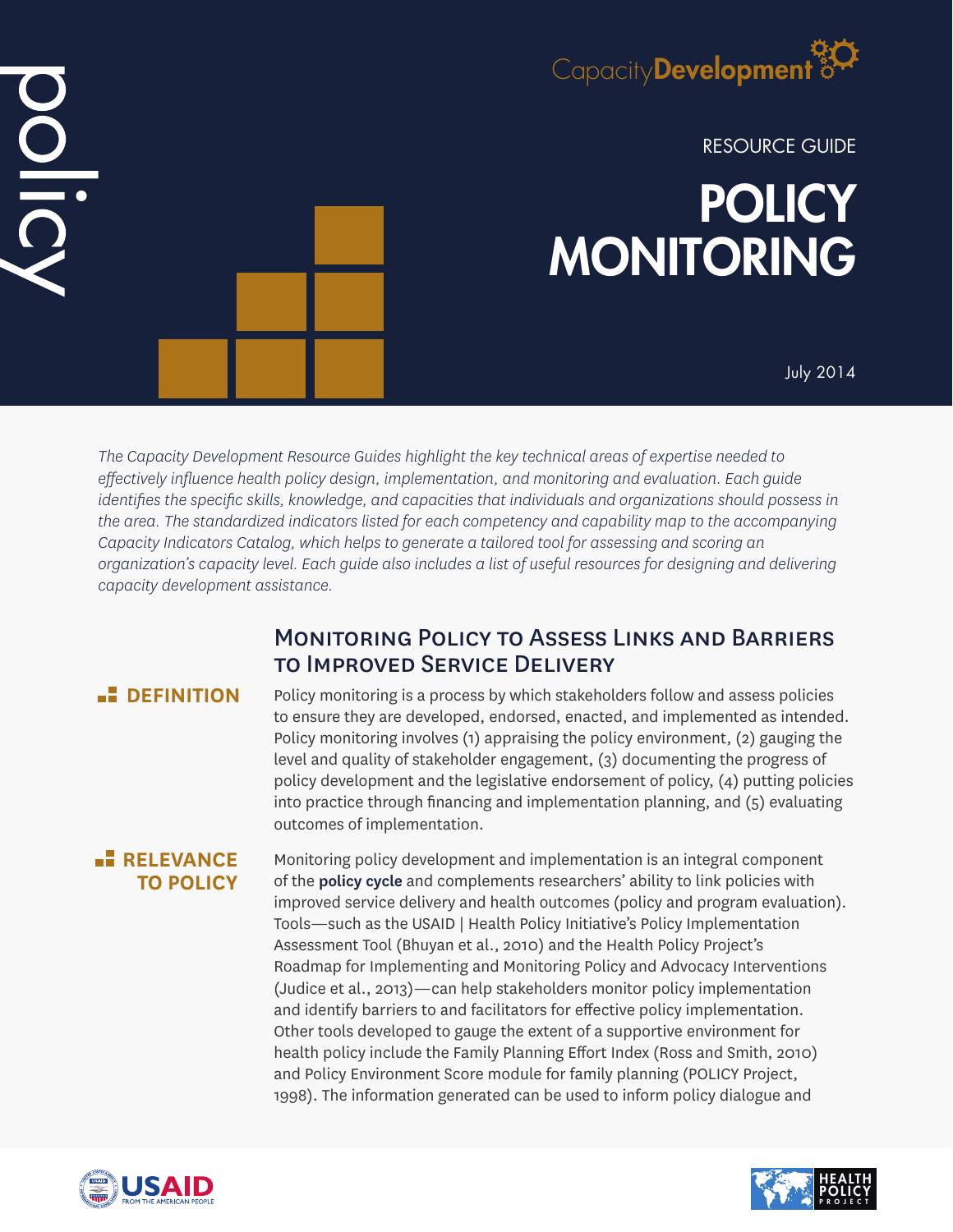policy

CapacityDevelopment

RESOURCE GUIDE

# POLICY MONITORING

July 2014

*The Capacity Development Resource Guides highlight the key technical areas of expertise needed to effectively influence health policy design, implementation, and monitoring and evaluation. Each guide identifies the specific skills, knowledge, and capacities that individuals and organizations should possess in the area. The standardized indicators listed for each competency and capability map to the accompanying Capacity Indicators Catalog, which helps to generate a tailored tool for assessing and scoring an organization's capacity level. Each guide also includes a list of useful resources for designing and delivering capacity development assistance.*

## Monitoring Policy to Assess Links and Barriers to Improved Service Delivery

### DEFINITION

Policy monitoring is a process by which stakeholders follow and assess policies to ensure they are developed, endorsed, enacted, and implemented as intended. Policy monitoring involves (1) appraising the policy environment, (2) gauging the level and quality of stakeholder engagement, (3) documenting the progress of policy development and the legislative endorsement of policy, (4) putting policies into practice through financing and implementation planning, and (5) evaluating outcomes of implementation.

### RELEVANCE TO POLICY

Monitoring policy development and implementation is an integral component of the **policy cycle** and complements researchers' ability to link policies with improved service delivery and health outcomes (policy and program evaluation). Tools—such as the USAID | Health Policy Initiative's Policy Implementation Assessment Tool (Bhuyan et al., 2010) and the Health Policy Project's Roadmap for Implementing and Monitoring Policy and Advocacy Interventions (Judice et al., 2013)—can help stakeholders monitor policy implementation and identify barriers to and facilitators for effective policy implementation. Other tools developed to gauge the extent of a supportive environment for health policy include the Family Planning Effort Index (Ross and Smith, 2010) and Policy Environment Score module for family planning (POLICY Project, 1998). The information generated can be used to inform policy dialogue and

USAID FROM THE AMERICAN PEOPLE

HEALTH POLICY PROJECT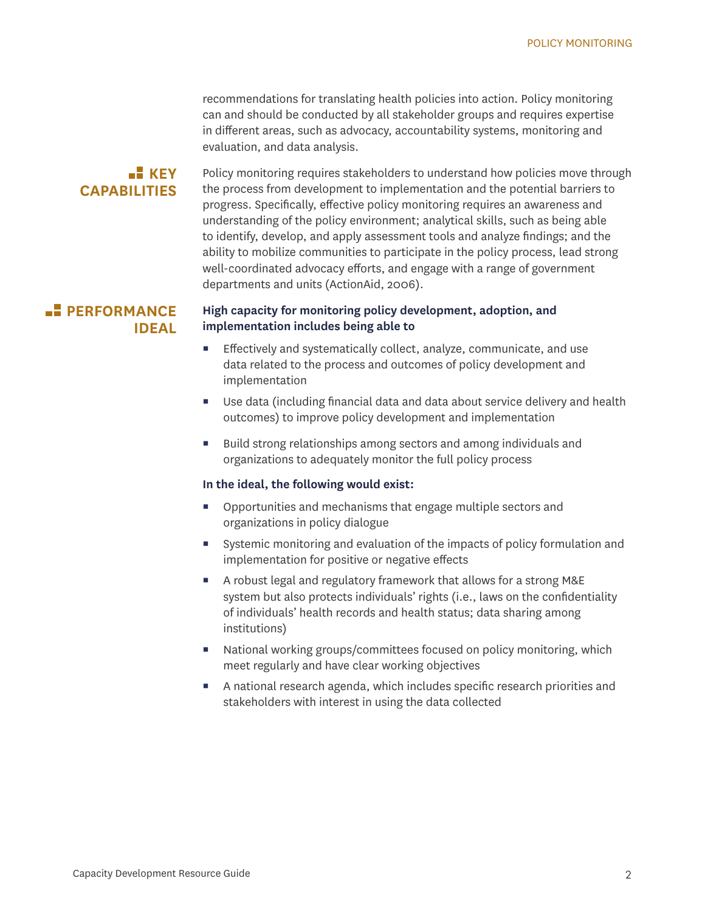recommendations for translating health policies into action. Policy monitoring can and should be conducted by all stakeholder groups and requires expertise in different areas, such as advocacy, accountability systems, monitoring and evaluation, and data analysis.

## KEY CAPABILITIES

Policy monitoring requires stakeholders to understand how policies move through the process from development to implementation and the potential barriers to progress. Specifically, effective policy monitoring requires an awareness and understanding of the policy environment; analytical skills, such as being able to identify, develop, and apply assessment tools and analyze findings; and the ability to mobilize communities to participate in the policy process, lead strong well-coordinated advocacy efforts, and engage with a range of government departments and units (ActionAid, 2006).

## PERFORMANCE IDEAL

**High capacity for monitoring policy development, adoption, and implementation includes being able to**

- Effectively and systematically collect, analyze, communicate, and use data related to the process and outcomes of policy development and implementation
- Use data (including financial data and data about service delivery and health outcomes) to improve policy development and implementation
- Build strong relationships among sectors and among individuals and organizations to adequately monitor the full policy process

**In the ideal, the following would exist:**

- Opportunities and mechanisms that engage multiple sectors and organizations in policy dialogue
- Systemic monitoring and evaluation of the impacts of policy formulation and implementation for positive or negative effects
- A robust legal and regulatory framework that allows for a strong M&E system but also protects individuals' rights (i.e., laws on the confidentiality of individuals' health records and health status; data sharing among institutions)
- National working groups/committees focused on policy monitoring, which meet regularly and have clear working objectives
- A national research agenda, which includes specific research priorities and stakeholders with interest in using the data collected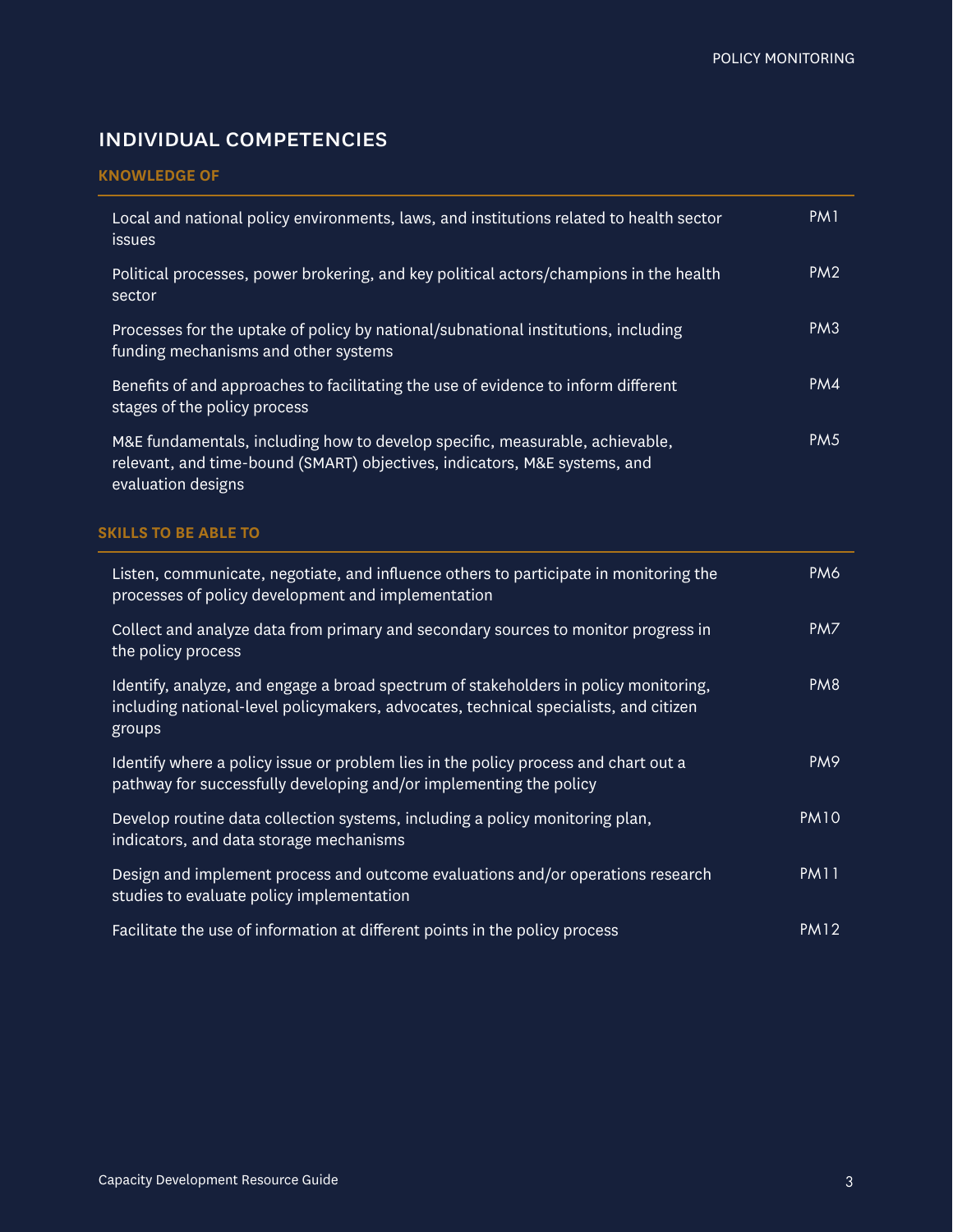## INDIVIDUAL COMPETENCIES

### KNOWLEDGE OF

| | |
|---|---|
| Local and national policy environments, laws, and institutions related to health sector issues | PM1 |
| Political processes, power brokering, and key political actors/champions in the health sector | PM2 |
| Processes for the uptake of policy by national/subnational institutions, including funding mechanisms and other systems | PM3 |
| Benefits of and approaches to facilitating the use of evidence to inform different stages of the policy process | PM4 |
| M&E fundamentals, including how to develop specific, measurable, achievable, relevant, and time-bound (SMART) objectives, indicators, M&E systems, and evaluation designs | PM5 |

### SKILLS TO BE ABLE TO

| | |
|---|---|
| Listen, communicate, negotiate, and influence others to participate in monitoring the processes of policy development and implementation | PM6 |
| Collect and analyze data from primary and secondary sources to monitor progress in the policy process | PM7 |
| Identify, analyze, and engage a broad spectrum of stakeholders in policy monitoring, including national-level policymakers, advocates, technical specialists, and citizen groups | PM8 |
| Identify where a policy issue or problem lies in the policy process and chart out a pathway for successfully developing and/or implementing the policy | PM9 |
| Develop routine data collection systems, including a policy monitoring plan, indicators, and data storage mechanisms | PM10 |
| Design and implement process and outcome evaluations and/or operations research studies to evaluate policy implementation | PM11 |
| Facilitate the use of information at different points in the policy process | PM12 |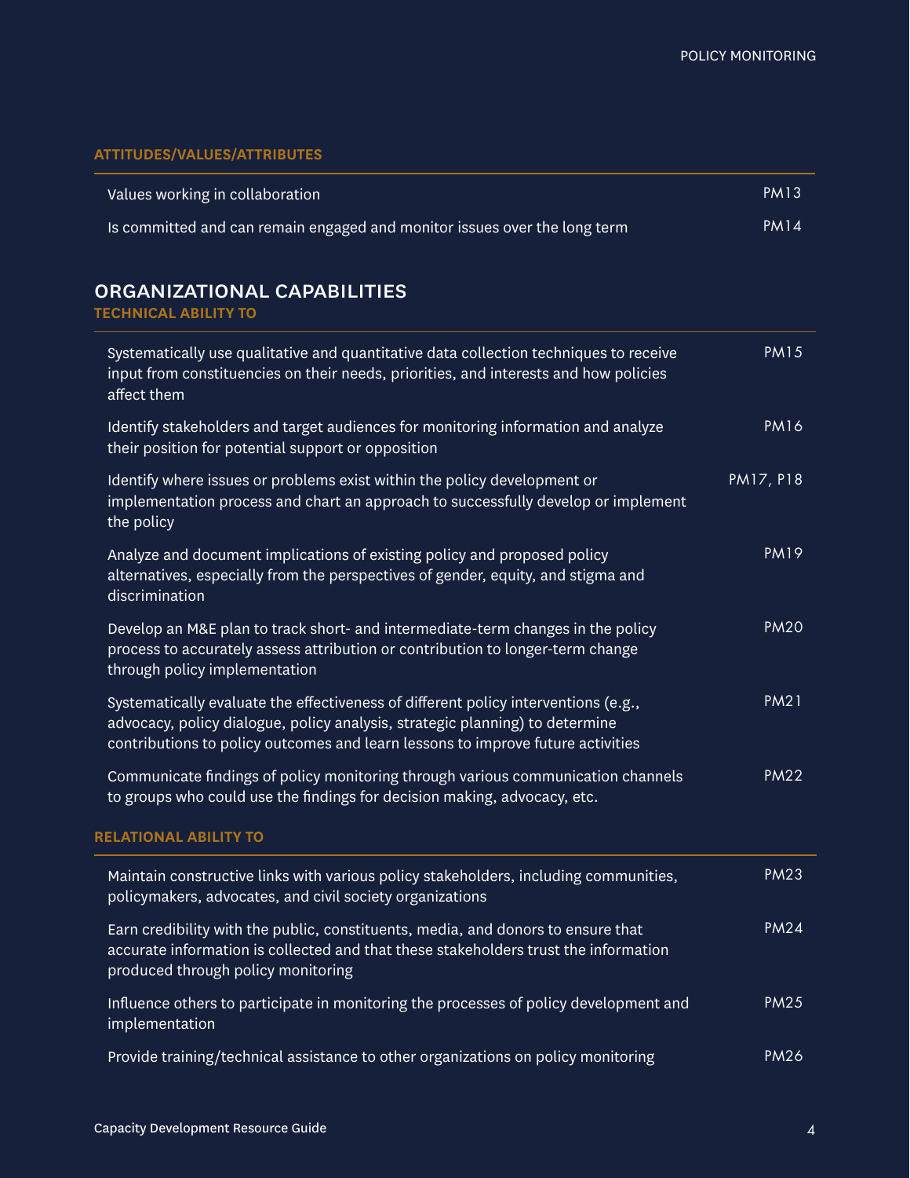#### ATTITUDES/VALUES/ATTRIBUTES

| | |
|---|---|
| Values working in collaboration | PM13 |
| Is committed and can remain engaged and monitor issues over the long term | PM14 |

## ORGANIZATIONAL CAPABILITIES

#### TECHNICAL ABILITY TO

| | |
|---|---|
| Systematically use qualitative and quantitative data collection techniques to receive input from constituencies on their needs, priorities, and interests and how policies affect them | PM15 |
| Identify stakeholders and target audiences for monitoring information and analyze their position for potential support or opposition | PM16 |
| Identify where issues or problems exist within the policy development or implementation process and chart an approach to successfully develop or implement the policy | PM17, P18 |
| Analyze and document implications of existing policy and proposed policy alternatives, especially from the perspectives of gender, equity, and stigma and discrimination | PM19 |
| Develop an M&E plan to track short- and intermediate-term changes in the policy process to accurately assess attribution or contribution to longer-term change through policy implementation | PM20 |
| Systematically evaluate the effectiveness of different policy interventions (e.g., advocacy, policy dialogue, policy analysis, strategic planning) to determine contributions to policy outcomes and learn lessons to improve future activities | PM21 |
| Communicate findings of policy monitoring through various communication channels to groups who could use the findings for decision making, advocacy, etc. | PM22 |

#### RELATIONAL ABILITY TO

| | |
|---|---|
| Maintain constructive links with various policy stakeholders, including communities, policymakers, advocates, and civil society organizations | PM23 |
| Earn credibility with the public, constituents, media, and donors to ensure that accurate information is collected and that these stakeholders trust the information produced through policy monitoring | PM24 |
| Influence others to participate in monitoring the processes of policy development and implementation | PM25 |
| Provide training/technical assistance to other organizations on policy monitoring | PM26 |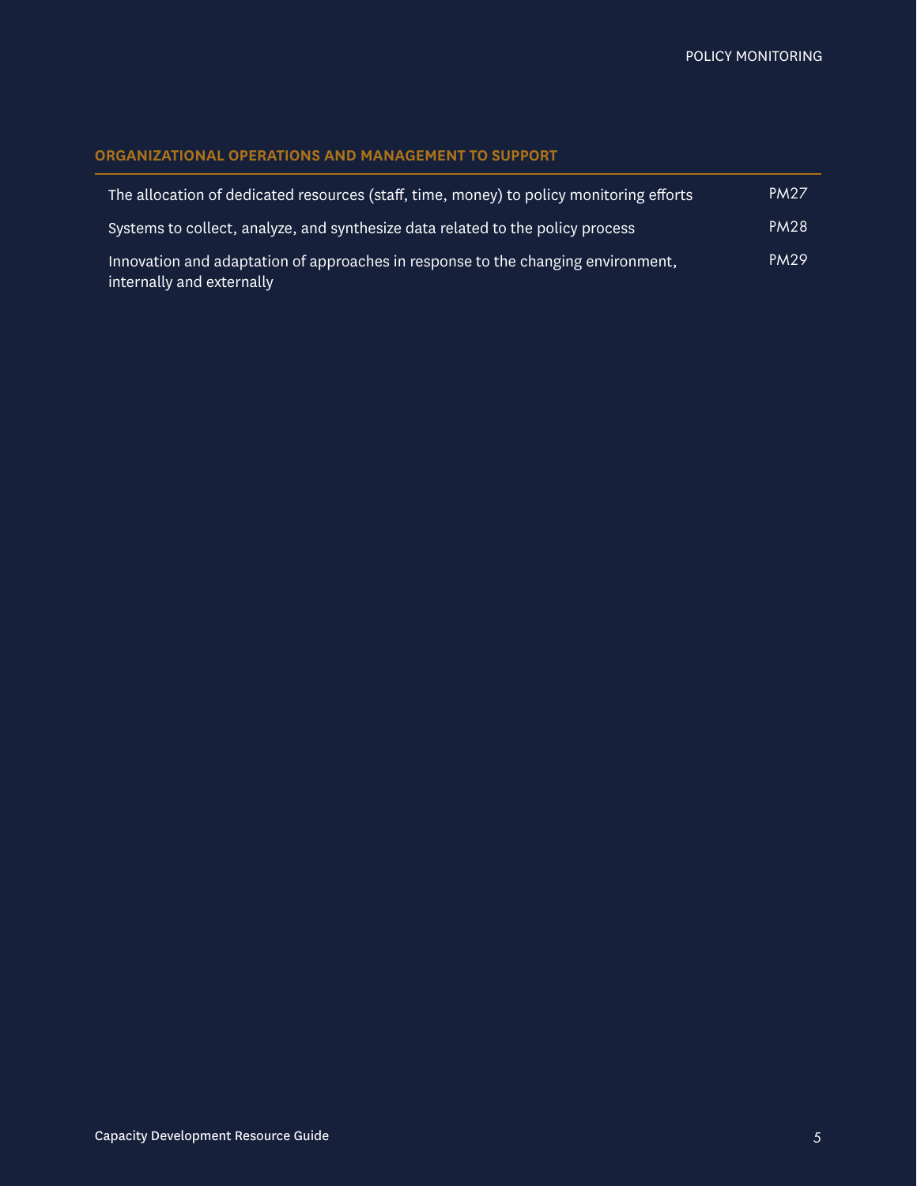## ORGANIZATIONAL OPERATIONS AND MANAGEMENT TO SUPPORT

| | |
|---|---|
| The allocation of dedicated resources (staff, time, money) to policy monitoring efforts | PM27 |
| Systems to collect, analyze, and synthesize data related to the policy process | PM28 |
| Innovation and adaptation of approaches in response to the changing environment, internally and externally | PM29 |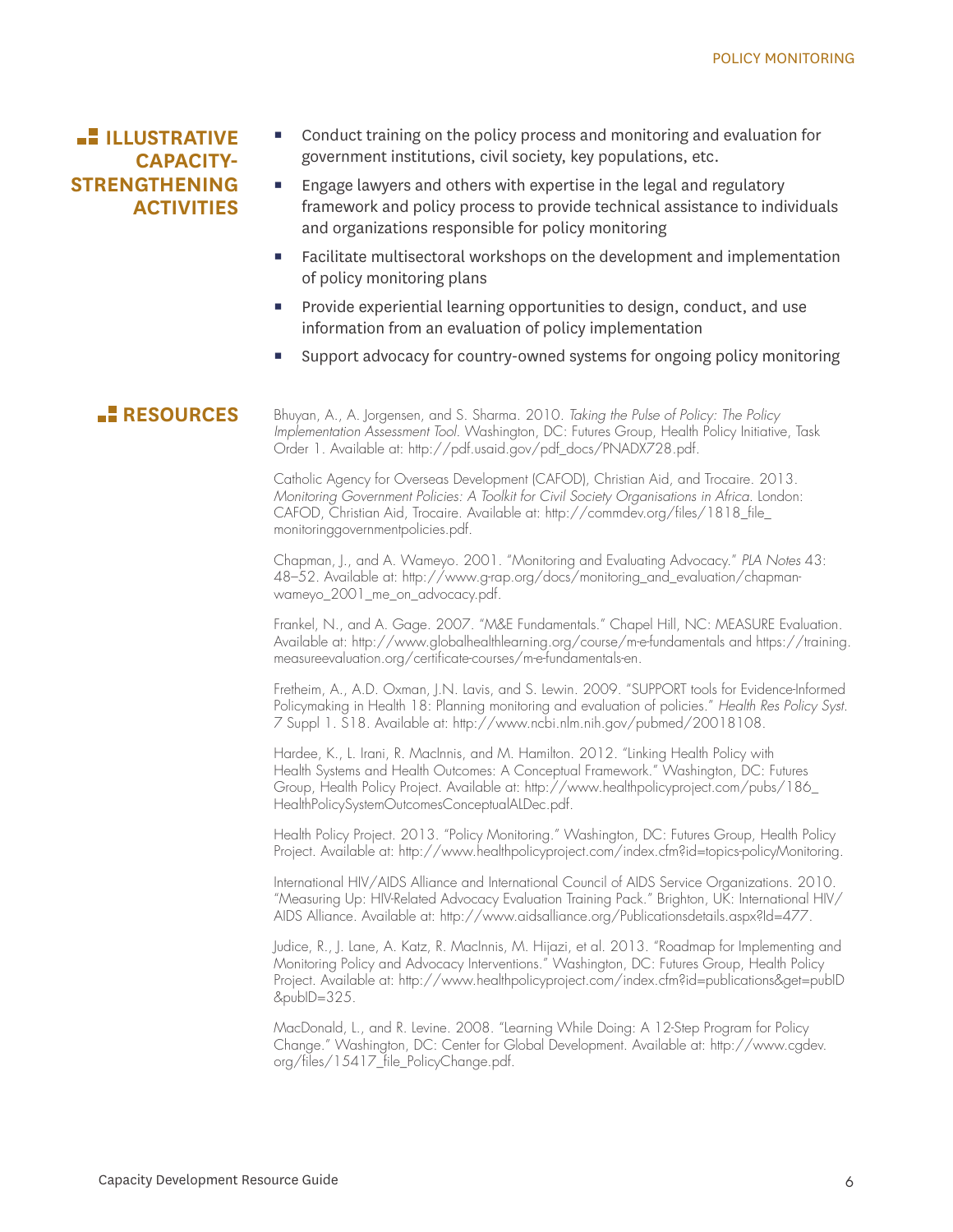## ILLUSTRATIVE CAPACITY-STRENGTHENING ACTIVITIES

- Conduct training on the policy process and monitoring and evaluation for government institutions, civil society, key populations, etc.
- Engage lawyers and others with expertise in the legal and regulatory framework and policy process to provide technical assistance to individuals and organizations responsible for policy monitoring
- Facilitate multisectoral workshops on the development and implementation of policy monitoring plans
- Provide experiential learning opportunities to design, conduct, and use information from an evaluation of policy implementation
- Support advocacy for country-owned systems for ongoing policy monitoring

## RESOURCES

Bhuyan, A., A. Jorgensen, and S. Sharma. 2010. *Taking the Pulse of Policy: The Policy Implementation Assessment Tool*. Washington, DC: Futures Group, Health Policy Initiative, Task Order 1. Available at: http://pdf.usaid.gov/pdf_docs/PNADX728.pdf.

Catholic Agency for Overseas Development (CAFOD), Christian Aid, and Trocaire. 2013. *Monitoring Government Policies: A Toolkit for Civil Society Organisations in Africa*. London: CAFOD, Christian Aid, Trocaire. Available at: http://commdev.org/files/1818_file_monitoringgovernmentpolicies.pdf.

Chapman, J., and A. Wameyo. 2001. "Monitoring and Evaluating Advocacy." *PLA Notes* 43: 48–52. Available at: http://www.g-rap.org/docs/monitoring_and_evaluation/chapman-wameyo_2001_me_on_advocacy.pdf.

Frankel, N., and A. Gage. 2007. "M&E Fundamentals." Chapel Hill, NC: MEASURE Evaluation. Available at: http://www.globalhealthlearning.org/course/m-e-fundamentals and https://training.measureevaluation.org/certificate-courses/m-e-fundamentals-en.

Fretheim, A., A.D. Oxman, J.N. Lavis, and S. Lewin. 2009. "SUPPORT tools for Evidence-Informed Policymaking in Health 18: Planning monitoring and evaluation of policies." *Health Res Policy Syst.* 7 Suppl 1. S18. Available at: http://www.ncbi.nlm.nih.gov/pubmed/20018108.

Hardee, K., L. Irani, R. MacInnis, and M. Hamilton. 2012. "Linking Health Policy with Health Systems and Health Outcomes: A Conceptual Framework." Washington, DC: Futures Group, Health Policy Project. Available at: http://www.healthpolicyproject.com/pubs/186_HealthPolicySystemOutcomesConceptualALDec.pdf.

Health Policy Project. 2013. "Policy Monitoring." Washington, DC: Futures Group, Health Policy Project. Available at: http://www.healthpolicyproject.com/index.cfm?id=topics-policyMonitoring.

International HIV/AIDS Alliance and International Council of AIDS Service Organizations. 2010. "Measuring Up: HIV-Related Advocacy Evaluation Training Pack." Brighton, UK: International HIV/AIDS Alliance. Available at: http://www.aidsalliance.org/Publicationsdetails.aspx?Id=477.

Judice, R., J. Lane, A. Katz, R. MacInnis, M. Hijazi, et al. 2013. "Roadmap for Implementing and Monitoring Policy and Advocacy Interventions." Washington, DC: Futures Group, Health Policy Project. Available at: http://www.healthpolicyproject.com/index.cfm?id=publications&get=pubID&pubID=325.

MacDonald, L., and R. Levine. 2008. "Learning While Doing: A 12-Step Program for Policy Change." Washington, DC: Center for Global Development. Available at: http://www.cgdev.org/files/15417_file_PolicyChange.pdf.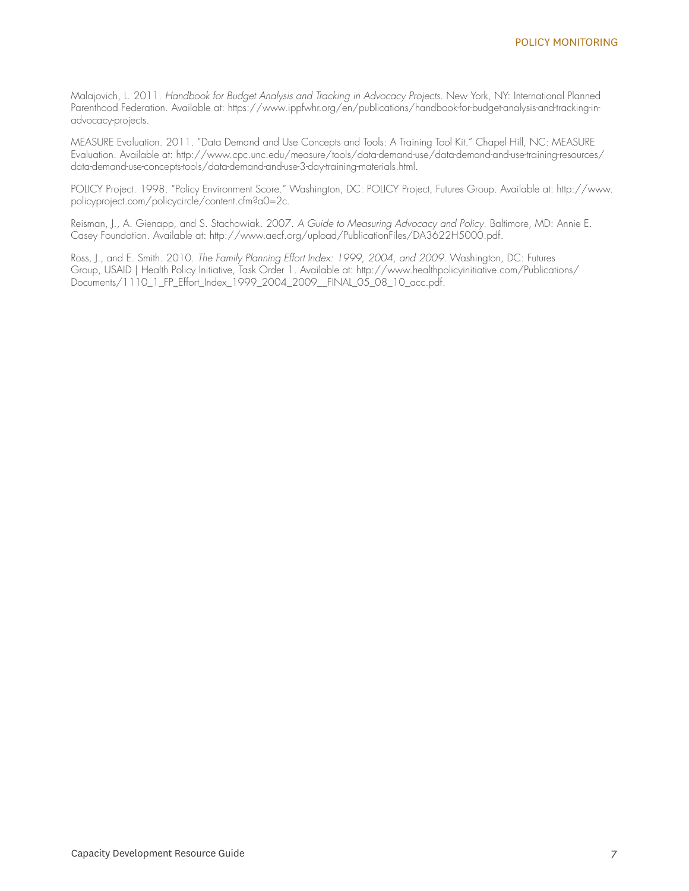Malajovich, L. 2011. *Handbook for Budget Analysis and Tracking in Advocacy Projects.* New York, NY: International Planned Parenthood Federation. Available at: https://www.ippfwhr.org/en/publications/handbook-for-budget-analysis-and-tracking-in-advocacy-projects.

MEASURE Evaluation. 2011. "Data Demand and Use Concepts and Tools: A Training Tool Kit." Chapel Hill, NC: MEASURE Evaluation. Available at: http://www.cpc.unc.edu/measure/tools/data-demand-use/data-demand-and-use-training-resources/data-demand-use-concepts-tools/data-demand-and-use-3-day-training-materials.html.

POLICY Project. 1998. "Policy Environment Score." Washington, DC: POLICY Project, Futures Group. Available at: http://www.policyproject.com/policycircle/content.cfm?a0=2c.

Reisman, J., A. Gienapp, and S. Stachowiak. 2007. *A Guide to Measuring Advocacy and Policy.* Baltimore, MD: Annie E. Casey Foundation. Available at: http://www.aecf.org/upload/PublicationFiles/DA3622H5000.pdf.

Ross, J., and E. Smith. 2010. *The Family Planning Effort Index: 1999, 2004, and 2009.* Washington, DC: Futures Group, USAID | Health Policy Initiative, Task Order 1. Available at: http://www.healthpolicyinitiative.com/Publications/Documents/1110_1_FP_Effort_Index_1999_2004_2009__FINAL_05_08_10_acc.pdf.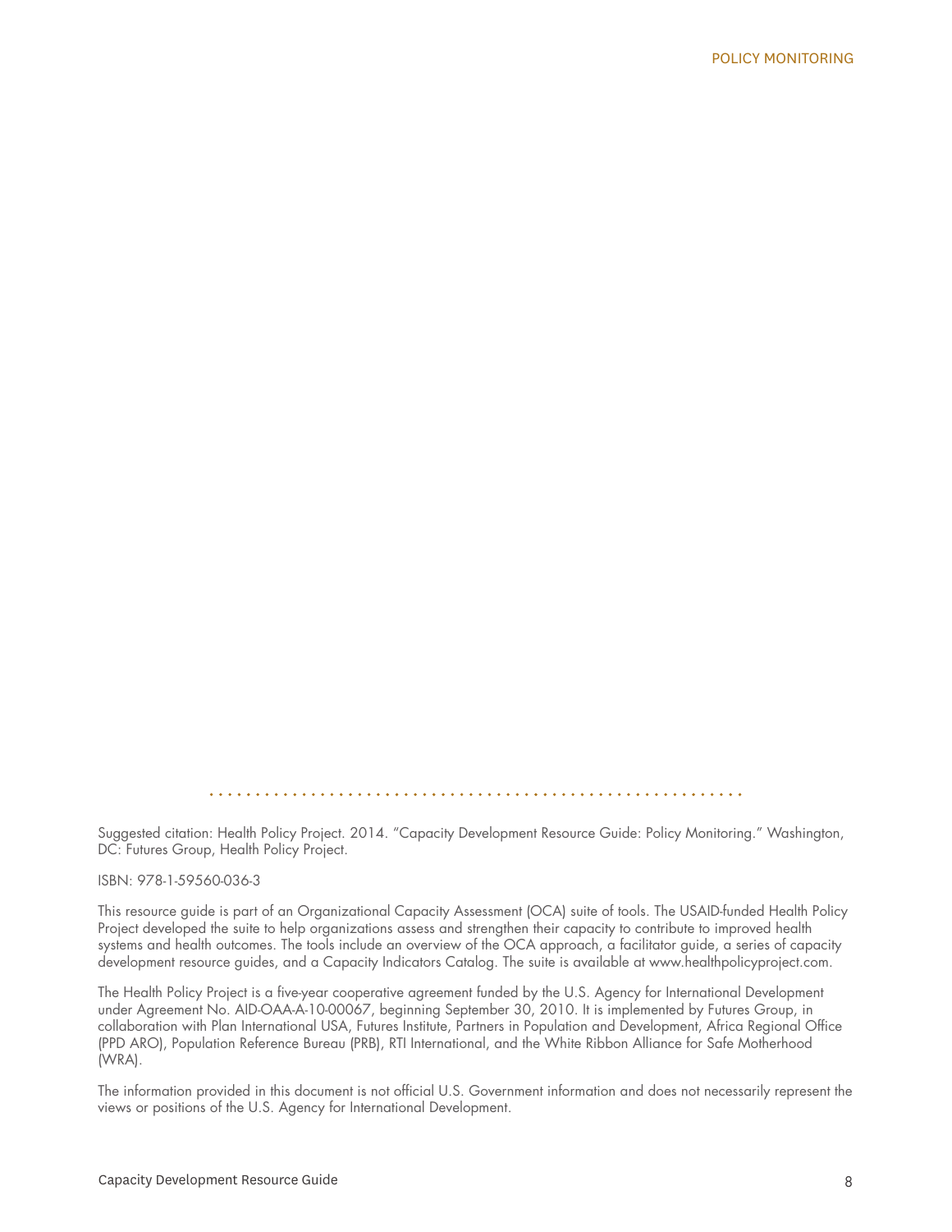Suggested citation: Health Policy Project. 2014. "Capacity Development Resource Guide: Policy Monitoring." Washington, DC: Futures Group, Health Policy Project.

ISBN: 978-1-59560-036-3

This resource guide is part of an Organizational Capacity Assessment (OCA) suite of tools. The USAID-funded Health Policy Project developed the suite to help organizations assess and strengthen their capacity to contribute to improved health systems and health outcomes. The tools include an overview of the OCA approach, a facilitator guide, a series of capacity development resource guides, and a Capacity Indicators Catalog. The suite is available at www.healthpolicyproject.com.

The Health Policy Project is a five-year cooperative agreement funded by the U.S. Agency for International Development under Agreement No. AID-OAA-A-10-00067, beginning September 30, 2010. It is implemented by Futures Group, in collaboration with Plan International USA, Futures Institute, Partners in Population and Development, Africa Regional Office (PPD ARO), Population Reference Bureau (PRB), RTI International, and the White Ribbon Alliance for Safe Motherhood (WRA).

The information provided in this document is not official U.S. Government information and does not necessarily represent the views or positions of the U.S. Agency for International Development.